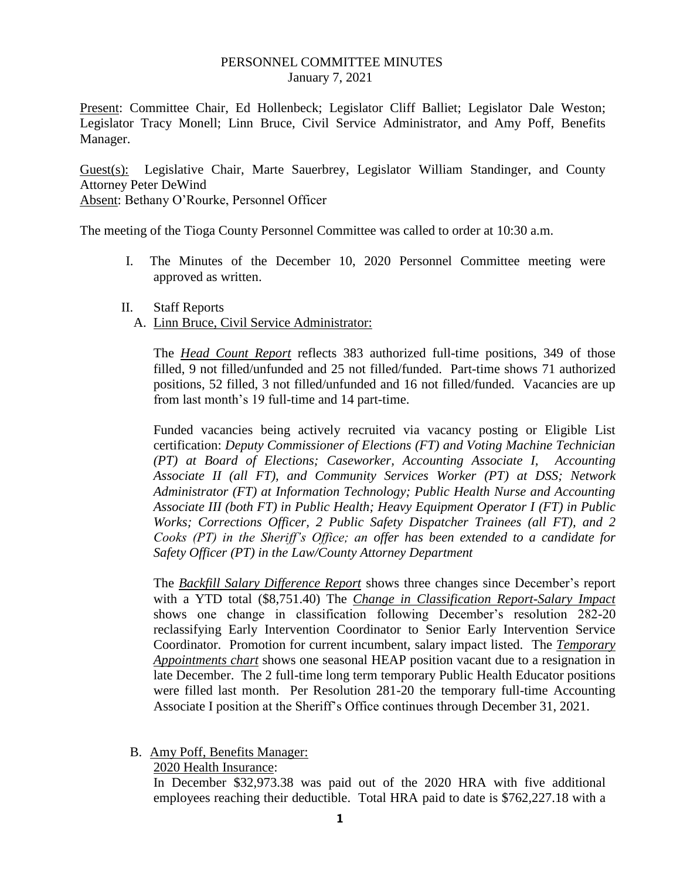# PERSONNEL COMMITTEE MINUTES

January 7, 2021

Present: Committee Chair, Ed Hollenbeck; Legislator Cliff Balliet; Legislator Dale Weston; Legislator Tracy Monell; Linn Bruce, Civil Service Administrator, and Amy Poff, Benefits Manager.

Guest(s): Legislative Chair, Marte Sauerbrey, Legislator William Standinger, and County Attorney Peter DeWind

Absent: Bethany O'Rourke, Personnel Officer

The meeting of the Tioga County Personnel Committee was called to order at 10:30 a.m.

I. The Minutes of the December 10, 2020 Personnel Committee meeting were approved as written.

II. Staff Reports

A. Linn Bruce, Civil Service Administrator:

The ***Head Count Report*** reflects 383 authorized full-time positions, 349 of those filled, 9 not filled/unfunded and 25 not filled/funded. Part-time shows 71 authorized positions, 52 filled, 3 not filled/unfunded and 16 not filled/funded. Vacancies are up from last month's 19 full-time and 14 part-time.

Funded vacancies being actively recruited via vacancy posting or Eligible List certification: *Deputy Commissioner of Elections (FT) and Voting Machine Technician (PT) at Board of Elections; Caseworker, Accounting Associate I, Accounting Associate II (all FT), and Community Services Worker (PT) at DSS; Network Administrator (FT) at Information Technology; Public Health Nurse and Accounting Associate III (both FT) in Public Health; Heavy Equipment Operator I (FT) in Public Works; Corrections Officer, 2 Public Safety Dispatcher Trainees (all FT), and 2 Cooks (PT) in the Sheriff's Office; an offer has been extended to a candidate for Safety Officer (PT) in the Law/County Attorney Department*

The ***Backfill Salary Difference Report*** shows three changes since December's report with a YTD total ($8,751.40) The ***Change in Classification Report-Salary Impact*** shows one change in classification following December's resolution 282-20 reclassifying Early Intervention Coordinator to Senior Early Intervention Service Coordinator. Promotion for current incumbent, salary impact listed. The ***Temporary Appointments chart*** shows one seasonal HEAP position vacant due to a resignation in late December. The 2 full-time long term temporary Public Health Educator positions were filled last month. Per Resolution 281-20 the temporary full-time Accounting Associate I position at the Sheriff's Office continues through December 31, 2021.

B. Amy Poff, Benefits Manager:

2020 Health Insurance:

In December $32,973.38 was paid out of the 2020 HRA with five additional employees reaching their deductible. Total HRA paid to date is $762,227.18 with a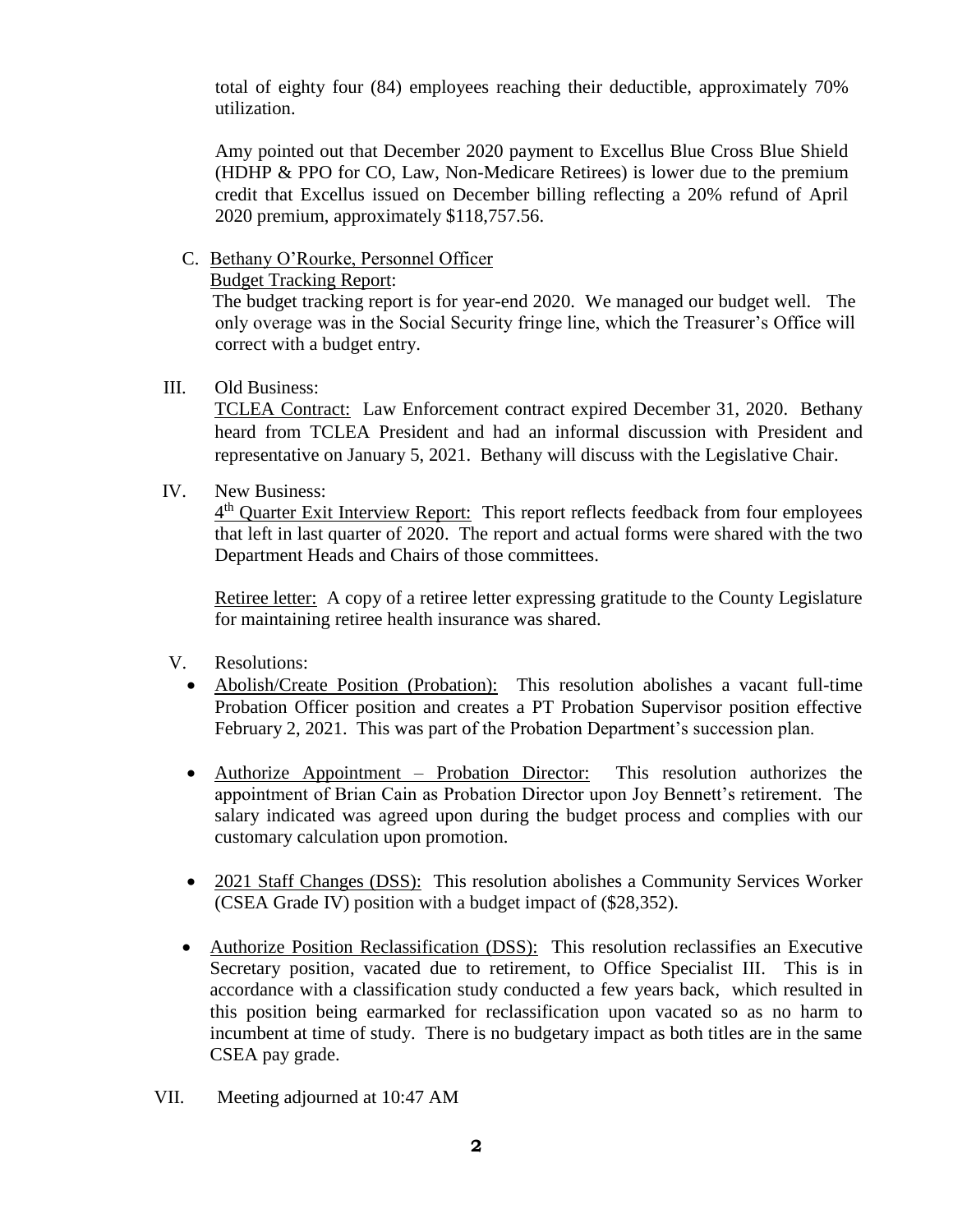total of eighty four (84) employees reaching their deductible, approximately 70% utilization.

Amy pointed out that December 2020 payment to Excellus Blue Cross Blue Shield (HDHP & PPO for CO, Law, Non-Medicare Retirees) is lower due to the premium credit that Excellus issued on December billing reflecting a 20% refund of April 2020 premium, approximately $118,757.56.

C. Bethany O'Rourke, Personnel Officer

Budget Tracking Report:

The budget tracking report is for year-end 2020. We managed our budget well. The only overage was in the Social Security fringe line, which the Treasurer's Office will correct with a budget entry.

III. Old Business:

TCLEA Contract: Law Enforcement contract expired December 31, 2020. Bethany heard from TCLEA President and had an informal discussion with President and representative on January 5, 2021. Bethany will discuss with the Legislative Chair.

IV. New Business:

4th Quarter Exit Interview Report: This report reflects feedback from four employees that left in last quarter of 2020. The report and actual forms were shared with the two Department Heads and Chairs of those committees.

Retiree letter: A copy of a retiree letter expressing gratitude to the County Legislature for maintaining retiree health insurance was shared.

V. Resolutions:

- Abolish/Create Position (Probation): This resolution abolishes a vacant full-time Probation Officer position and creates a PT Probation Supervisor position effective February 2, 2021. This was part of the Probation Department's succession plan.
- Authorize Appointment – Probation Director: This resolution authorizes the appointment of Brian Cain as Probation Director upon Joy Bennett's retirement. The salary indicated was agreed upon during the budget process and complies with our customary calculation upon promotion.
- 2021 Staff Changes (DSS): This resolution abolishes a Community Services Worker (CSEA Grade IV) position with a budget impact of ($28,352).
- Authorize Position Reclassification (DSS): This resolution reclassifies an Executive Secretary position, vacated due to retirement, to Office Specialist III. This is in accordance with a classification study conducted a few years back, which resulted in this position being earmarked for reclassification upon vacated so as no harm to incumbent at time of study. There is no budgetary impact as both titles are in the same CSEA pay grade.

VII. Meeting adjourned at 10:47 AM